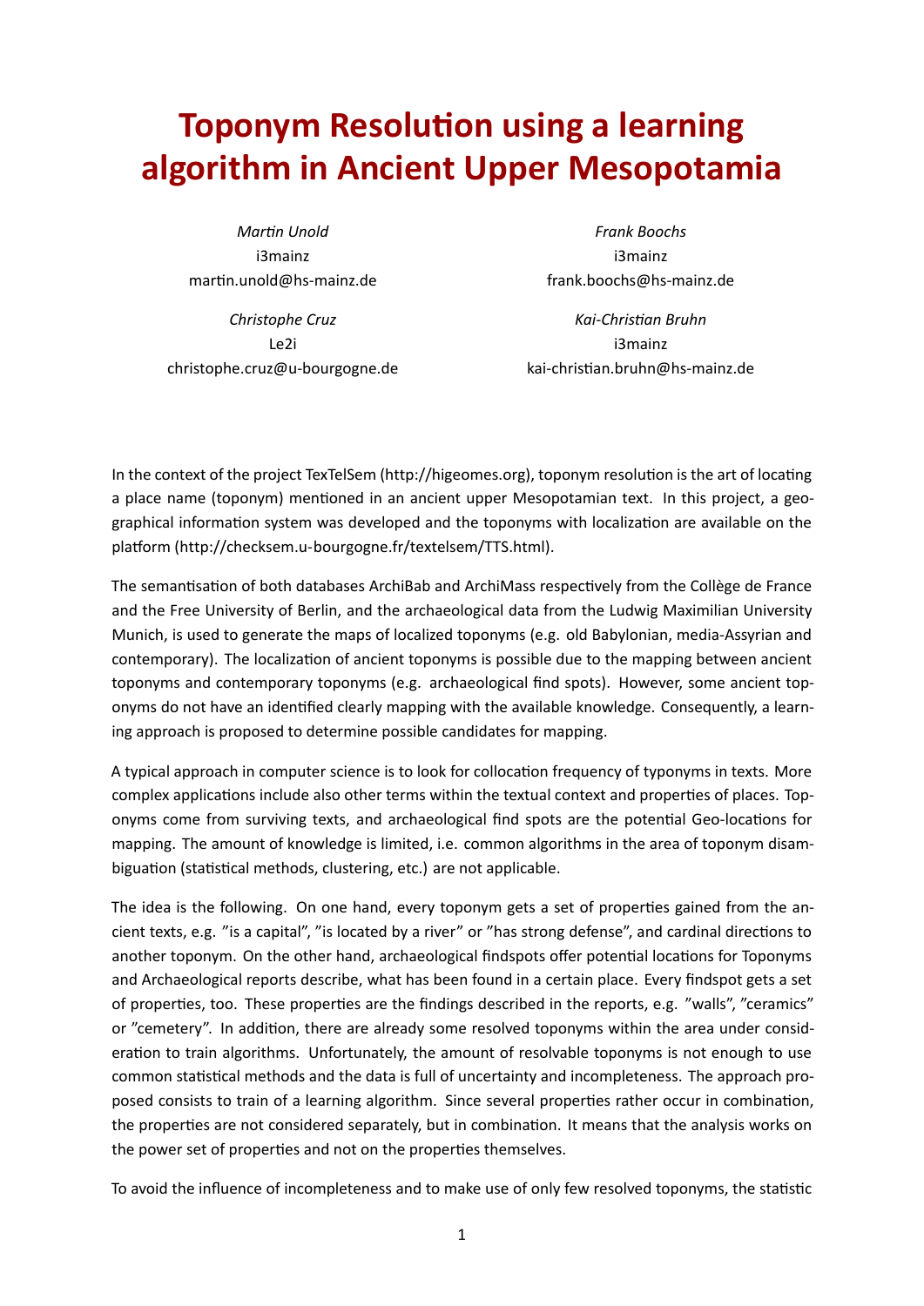# Toponym Resolution using a learning algorithm in Ancient Upper Mesopotamia

*Martin Unold*
i3mainz
martin.unold@hs-mainz.de

*Frank Boochs*
i3mainz
frank.boochs@hs-mainz.de

*Christophe Cruz*
Le2i
christophe.cruz@u-bourgogne.de

*Kai-Christian Bruhn*
i3mainz
kai-christian.bruhn@hs-mainz.de

In the context of the project TexTelSem (http://higeomes.org), toponym resolution is the art of locating a place name (toponym) mentioned in an ancient upper Mesopotamian text. In this project, a geographical information system was developed and the toponyms with localization are available on the platform (http://checksem.u-bourgogne.fr/textelsem/TTS.html).

The semantisation of both databases ArchiBab and ArchiMass respectively from the Collège de France and the Free University of Berlin, and the archaeological data from the Ludwig Maximilian University Munich, is used to generate the maps of localized toponyms (e.g. old Babylonian, media-Assyrian and contemporary). The localization of ancient toponyms is possible due to the mapping between ancient toponyms and contemporary toponyms (e.g. archaeological find spots). However, some ancient toponyms do not have an identified clearly mapping with the available knowledge. Consequently, a learning approach is proposed to determine possible candidates for mapping.

A typical approach in computer science is to look for collocation frequency of typonyms in texts. More complex applications include also other terms within the textual context and properties of places. Toponyms come from surviving texts, and archaeological find spots are the potential Geo-locations for mapping. The amount of knowledge is limited, i.e. common algorithms in the area of toponym disambiguation (statistical methods, clustering, etc.) are not applicable.

The idea is the following. On one hand, every toponym gets a set of properties gained from the ancient texts, e.g. "is a capital", "is located by a river" or "has strong defense", and cardinal directions to another toponym. On the other hand, archaeological findspots offer potential locations for Toponyms and Archaeological reports describe, what has been found in a certain place. Every findspot gets a set of properties, too. These properties are the findings described in the reports, e.g. "walls", "ceramics" or "cemetery". In addition, there are already some resolved toponyms within the area under consideration to train algorithms. Unfortunately, the amount of resolvable toponyms is not enough to use common statistical methods and the data is full of uncertainty and incompleteness. The approach proposed consists to train of a learning algorithm. Since several properties rather occur in combination, the properties are not considered separately, but in combination. It means that the analysis works on the power set of properties and not on the properties themselves.

To avoid the influence of incompleteness and to make use of only few resolved toponyms, the statistic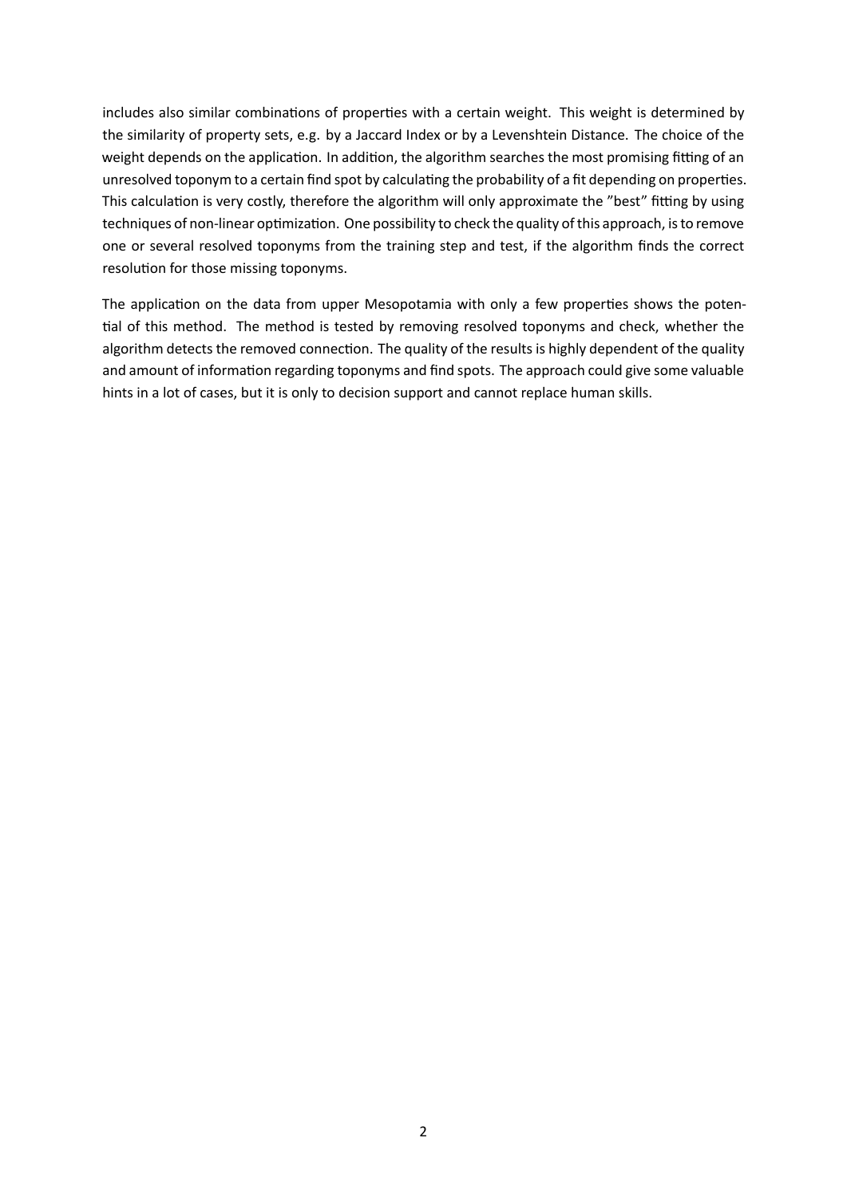includes also similar combinations of properties with a certain weight. This weight is determined by the similarity of property sets, e.g. by a Jaccard Index or by a Levenshtein Distance. The choice of the weight depends on the application. In addition, the algorithm searches the most promising fitting of an unresolved toponym to a certain find spot by calculating the probability of a fit depending on properties. This calculation is very costly, therefore the algorithm will only approximate the "best" fitting by using techniques of non-linear optimization. One possibility to check the quality of this approach, is to remove one or several resolved toponyms from the training step and test, if the algorithm finds the correct resolution for those missing toponyms.

The application on the data from upper Mesopotamia with only a few properties shows the potential of this method. The method is tested by removing resolved toponyms and check, whether the algorithm detects the removed connection. The quality of the results is highly dependent of the quality and amount of information regarding toponyms and find spots. The approach could give some valuable hints in a lot of cases, but it is only to decision support and cannot replace human skills.